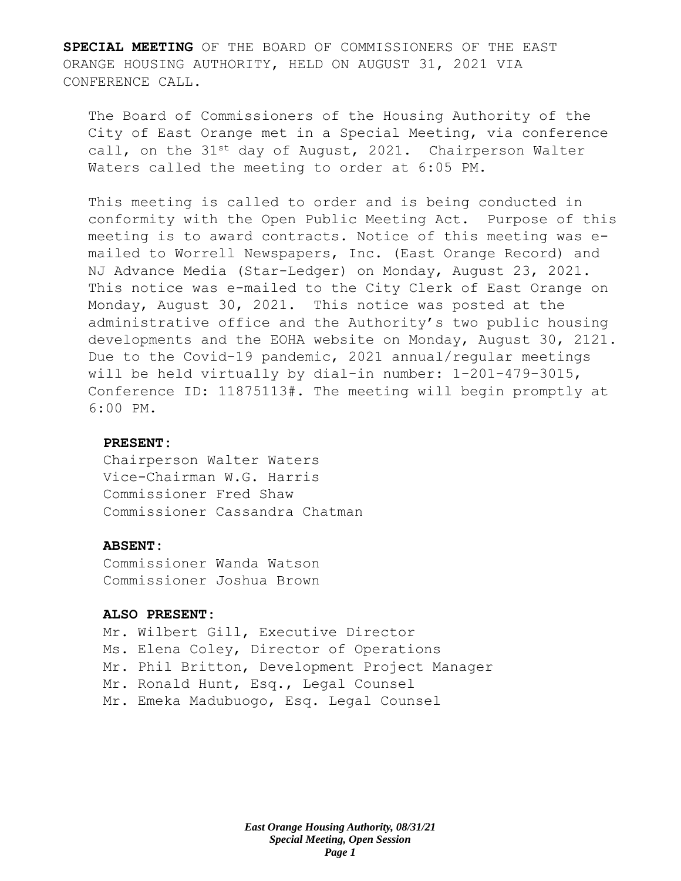**SPECIAL MEETING** OF THE BOARD OF COMMISSIONERS OF THE EAST ORANGE HOUSING AUTHORITY, HELD ON AUGUST 31, 2021 VIA CONFERENCE CALL.

The Board of Commissioners of the Housing Authority of the City of East Orange met in a Special Meeting, via conference call, on the 31st day of August, 2021. Chairperson Walter Waters called the meeting to order at 6:05 PM.

This meeting is called to order and is being conducted in conformity with the Open Public Meeting Act. Purpose of this meeting is to award contracts. Notice of this meeting was e-mailed to Worrell Newspapers, Inc. (East Orange Record) and NJ Advance Media (Star-Ledger) on Monday, August 23, 2021. This notice was e-mailed to the City Clerk of East Orange on Monday, August 30, 2021. This notice was posted at the administrative office and the Authority's two public housing developments and the EOHA website on Monday, August 30, 2121. Due to the Covid-19 pandemic, 2021 annual/regular meetings will be held virtually by dial-in number: 1-201-479-3015, Conference ID: 11875113#. The meeting will begin promptly at 6:00 PM.

**PRESENT:**

Chairperson Walter Waters
Vice-Chairman W.G. Harris
Commissioner Fred Shaw
Commissioner Cassandra Chatman

**ABSENT:**

Commissioner Wanda Watson
Commissioner Joshua Brown

**ALSO PRESENT:**

Mr. Wilbert Gill, Executive Director
Ms. Elena Coley, Director of Operations
Mr. Phil Britton, Development Project Manager
Mr. Ronald Hunt, Esq., Legal Counsel
Mr. Emeka Madubuogo, Esq. Legal Counsel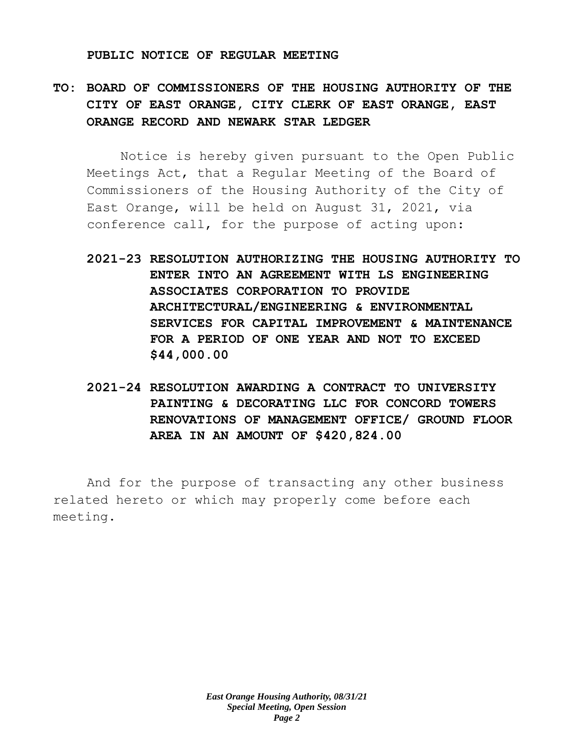**PUBLIC NOTICE OF REGULAR MEETING**

**TO: BOARD OF COMMISSIONERS OF THE HOUSING AUTHORITY OF THE CITY OF EAST ORANGE, CITY CLERK OF EAST ORANGE, EAST ORANGE RECORD AND NEWARK STAR LEDGER**

Notice is hereby given pursuant to the Open Public Meetings Act, that a Regular Meeting of the Board of Commissioners of the Housing Authority of the City of East Orange, will be held on August 31, 2021, via conference call, for the purpose of acting upon:

**2021-23 RESOLUTION AUTHORIZING THE HOUSING AUTHORITY TO ENTER INTO AN AGREEMENT WITH LS ENGINEERING ASSOCIATES CORPORATION TO PROVIDE ARCHITECTURAL/ENGINEERING & ENVIRONMENTAL SERVICES FOR CAPITAL IMPROVEMENT & MAINTENANCE FOR A PERIOD OF ONE YEAR AND NOT TO EXCEED $44,000.00**

**2021-24 RESOLUTION AWARDING A CONTRACT TO UNIVERSITY PAINTING & DECORATING LLC FOR CONCORD TOWERS RENOVATIONS OF MANAGEMENT OFFICE/ GROUND FLOOR AREA IN AN AMOUNT OF $420,824.00**

And for the purpose of transacting any other business related hereto or which may properly come before each meeting.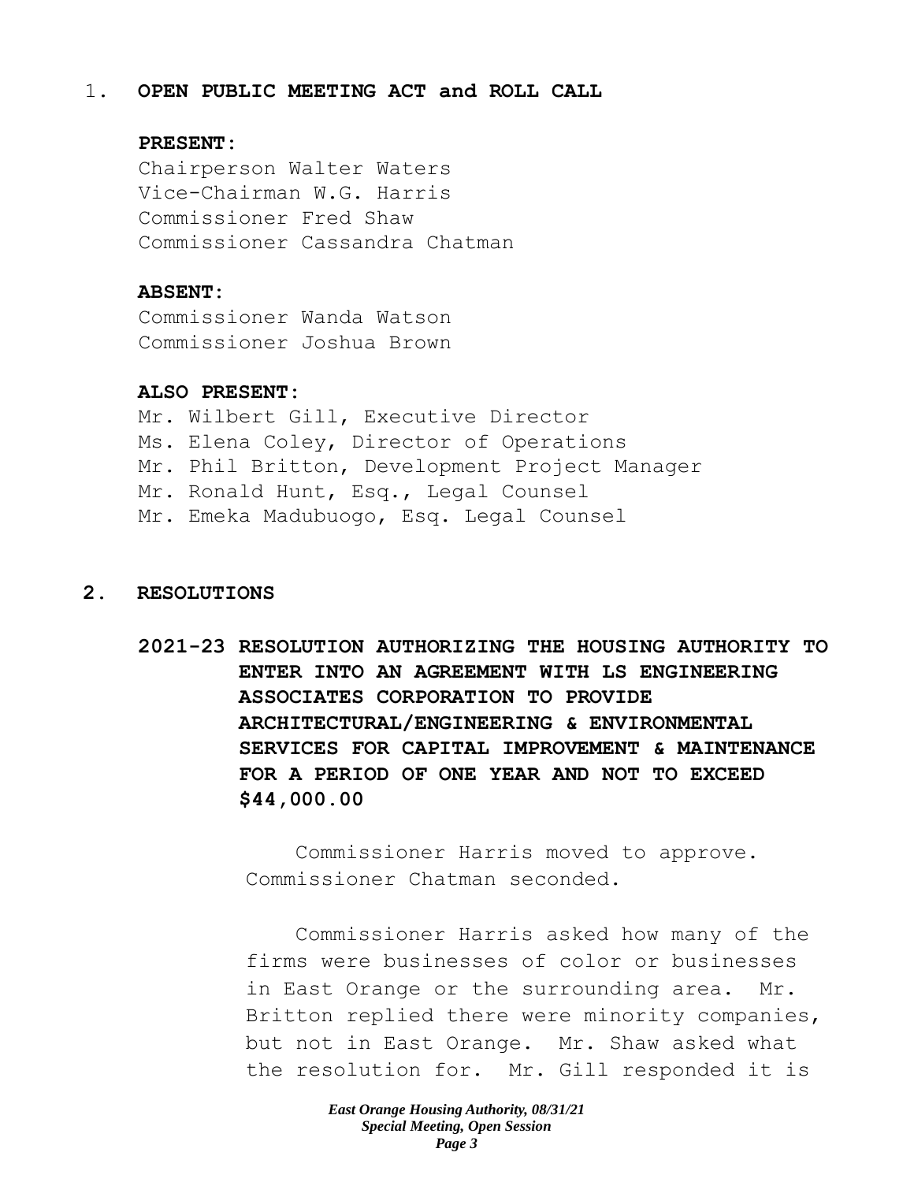1. **OPEN PUBLIC MEETING ACT and ROLL CALL**

**PRESENT:**

Chairperson Walter Waters
Vice-Chairman W.G. Harris
Commissioner Fred Shaw
Commissioner Cassandra Chatman

**ABSENT:**

Commissioner Wanda Watson
Commissioner Joshua Brown

**ALSO PRESENT:**

Mr. Wilbert Gill, Executive Director
Ms. Elena Coley, Director of Operations
Mr. Phil Britton, Development Project Manager
Mr. Ronald Hunt, Esq., Legal Counsel
Mr. Emeka Madubuogo, Esq. Legal Counsel

2. **RESOLUTIONS**

**2021-23 RESOLUTION AUTHORIZING THE HOUSING AUTHORITY TO ENTER INTO AN AGREEMENT WITH LS ENGINEERING ASSOCIATES CORPORATION TO PROVIDE ARCHITECTURAL/ENGINEERING & ENVIRONMENTAL SERVICES FOR CAPITAL IMPROVEMENT & MAINTENANCE FOR A PERIOD OF ONE YEAR AND NOT TO EXCEED $44,000.00**

Commissioner Harris moved to approve. Commissioner Chatman seconded.

Commissioner Harris asked how many of the firms were businesses of color or businesses in East Orange or the surrounding area. Mr. Britton replied there were minority companies, but not in East Orange. Mr. Shaw asked what the resolution for. Mr. Gill responded it is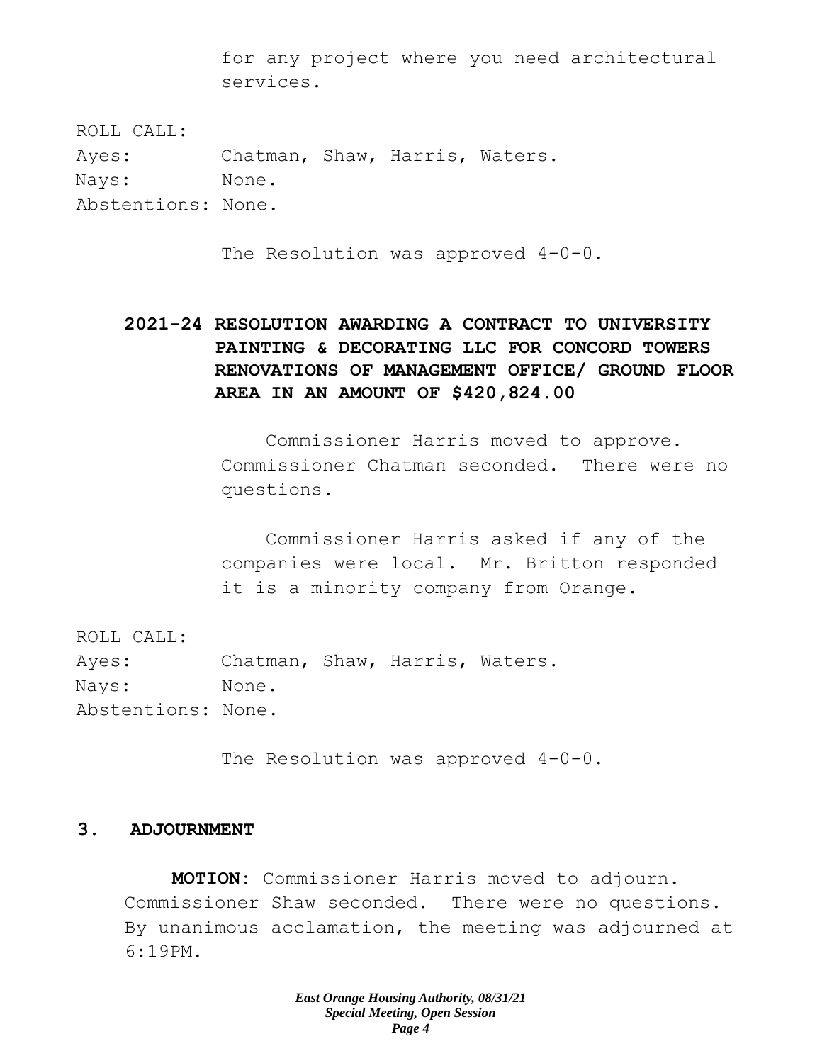for any project where you need architectural services.

ROLL CALL:
Ayes: Chatman, Shaw, Harris, Waters.
Nays: None.
Abstentions: None.

The Resolution was approved 4-0-0.

**2021-24 RESOLUTION AWARDING A CONTRACT TO UNIVERSITY PAINTING & DECORATING LLC FOR CONCORD TOWERS RENOVATIONS OF MANAGEMENT OFFICE/ GROUND FLOOR AREA IN AN AMOUNT OF $420,824.00**

Commissioner Harris moved to approve. Commissioner Chatman seconded. There were no questions.

Commissioner Harris asked if any of the companies were local. Mr. Britton responded it is a minority company from Orange.

ROLL CALL:
Ayes: Chatman, Shaw, Harris, Waters.
Nays: None.
Abstentions: None.

The Resolution was approved 4-0-0.

## 3. ADJOURNMENT

**MOTION**: Commissioner Harris moved to adjourn. Commissioner Shaw seconded. There were no questions. By unanimous acclamation, the meeting was adjourned at 6:19PM.